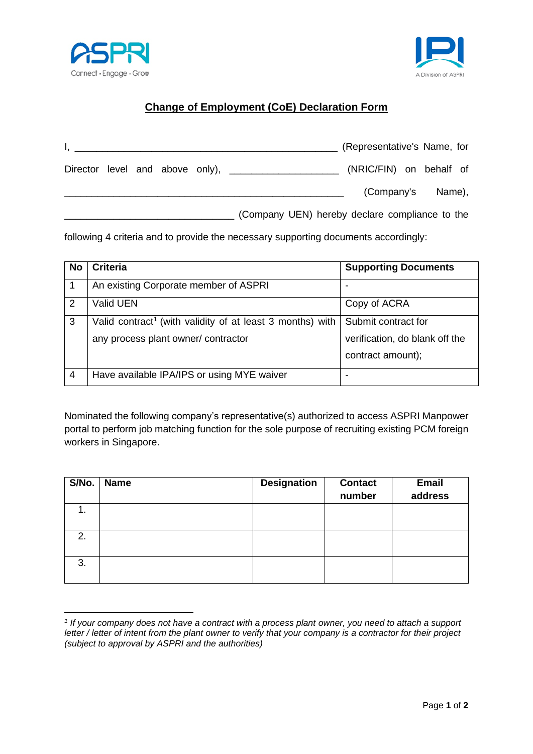## Change of Employment (CoE) Declaration Form

I, \_\_\_\_\_\_\_\_\_\_\_\_\_\_\_\_\_\_\_\_\_\_\_\_\_\_\_\_\_\_\_\_\_\_\_\_\_\_\_\_\_\_\_\_\_\_\_\_\_ (Representative's Name, for Director level and above only), \_\_\_\_\_\_\_\_\_\_\_\_\_\_\_\_\_\_\_\_ (NRIC/FIN) on behalf of \_\_\_\_\_\_\_\_\_\_\_\_\_\_\_\_\_\_\_\_\_\_\_\_\_\_\_\_\_\_\_\_\_\_\_\_\_\_\_\_\_\_\_\_\_\_\_\_\_\_\_\_\_\_ (Company's Name), \_\_\_\_\_\_\_\_\_\_\_\_\_\_\_\_\_\_\_\_\_\_\_\_\_\_\_\_\_\_\_\_\_ (Company UEN) hereby declare compliance to the following 4 criteria and to provide the necessary supporting documents accordingly:

| No | Criteria | Supporting Documents |
|---|---|---|
| 1 | An existing Corporate member of ASPRI | - |
| 2 | Valid UEN | Copy of ACRA |
| 3 | Valid contract[1] (with validity of at least 3 months) with any process plant owner/ contractor | Submit contract for verification, do blank off the contract amount); |
| 4 | Have available IPA/IPS or using MYE waiver | - |

Nominated the following company's representative(s) authorized to access ASPRI Manpower portal to perform job matching function for the sole purpose of recruiting existing PCM foreign workers in Singapore.

| S/No. | Name | Designation | Contact number | Email address |
|---|---|---|---|---|
| 1. | | | | |
| 2. | | | | |
| 3. | | | | |

[1] *If your company does not have a contract with a process plant owner, you need to attach a support letter / letter of intent from the plant owner to verify that your company is a contractor for their project (subject to approval by ASPRI and the authorities)*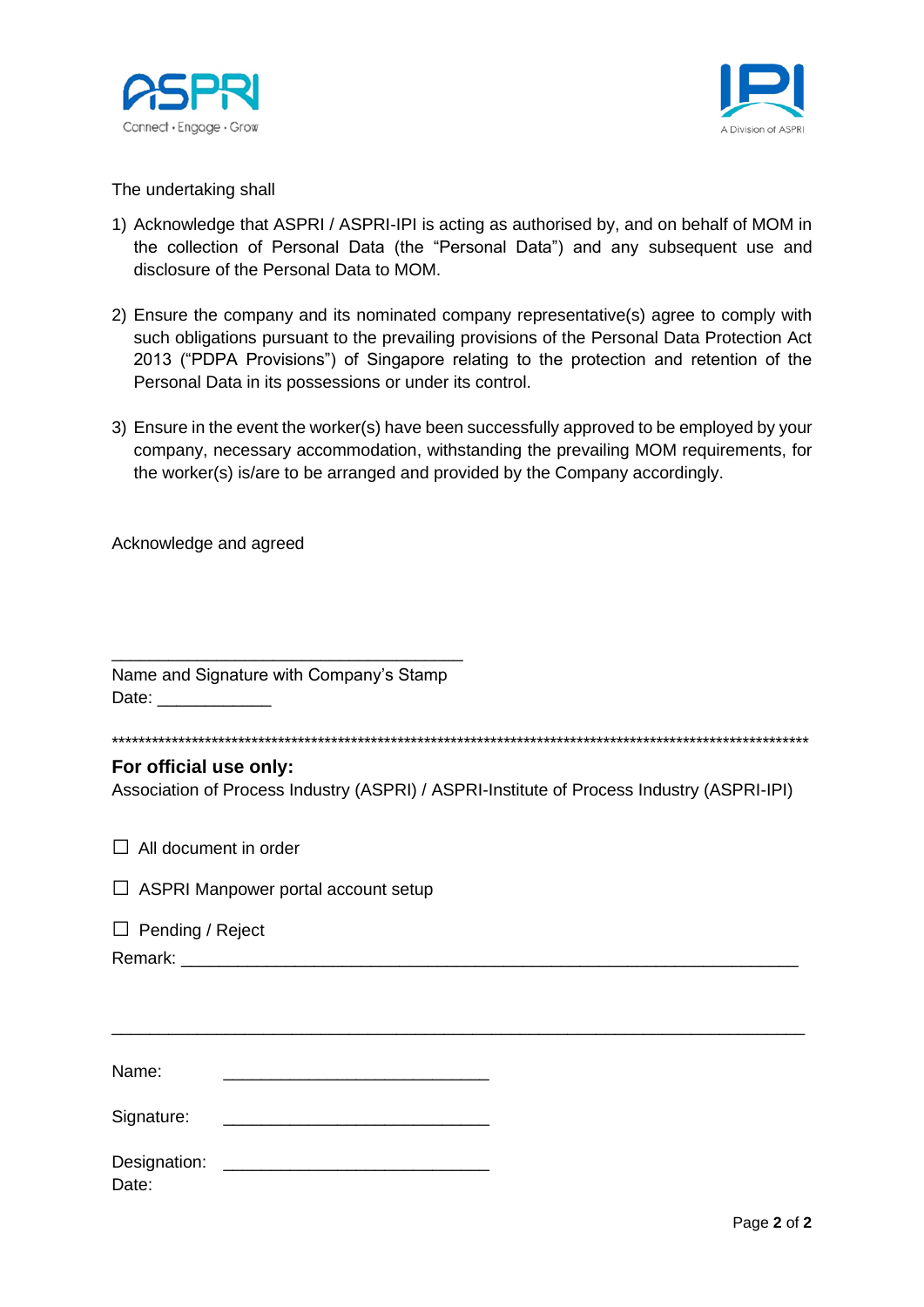The undertaking shall

1) Acknowledge that ASPRI / ASPRI-IPI is acting as authorised by, and on behalf of MOM in the collection of Personal Data (the "Personal Data") and any subsequent use and disclosure of the Personal Data to MOM.

2) Ensure the company and its nominated company representative(s) agree to comply with such obligations pursuant to the prevailing provisions of the Personal Data Protection Act 2013 ("PDPA Provisions") of Singapore relating to the protection and retention of the Personal Data in its possessions or under its control.

3) Ensure in the event the worker(s) have been successfully approved to be employed by your company, necessary accommodation, withstanding the prevailing MOM requirements, for the worker(s) is/are to be arranged and provided by the Company accordingly.

Acknowledge and agreed

_____________________________________

Name and Signature with Company's Stamp

Date: ____________

****************************************************************************************************

**For official use only:**

Association of Process Industry (ASPRI) / ASPRI-Institute of Process Industry (ASPRI-IPI)

☐ All document in order

☐ ASPRI Manpower portal account setup

☐ Pending / Reject

Remark: _________________________________________________________________

__________________________________________________________________________

Name: ____________________________

Signature: ____________________________

Designation: ____________________________

Date: